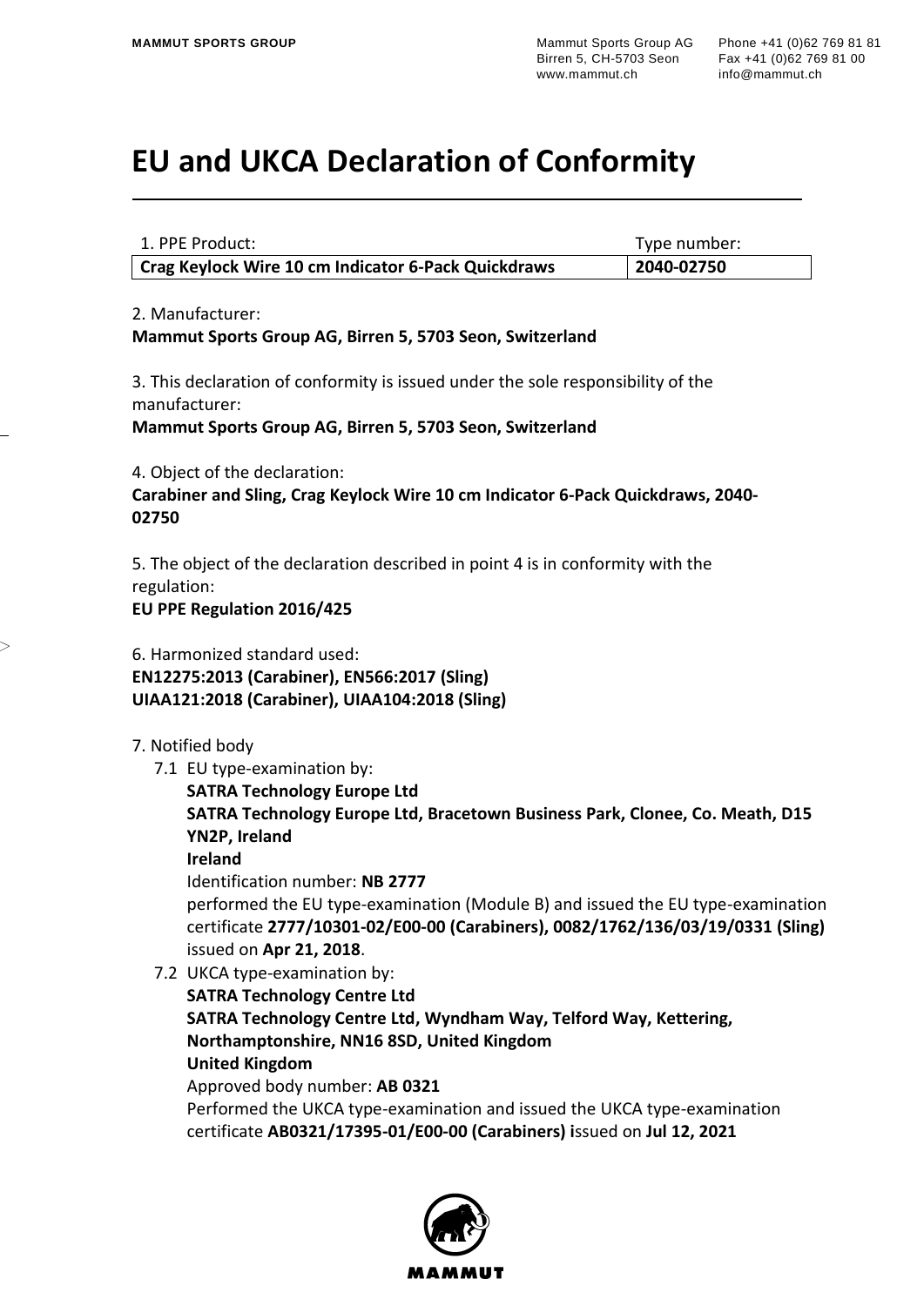# EU and UKCA Declaration of Conformity

| 1. PPE Product: | Type number: |
| --- | --- |
| **Crag Keylock Wire 10 cm Indicator 6-Pack Quickdraws** | **2040-02750** |

2. Manufacturer:
**Mammut Sports Group AG, Birren 5, 5703 Seon, Switzerland**

3. This declaration of conformity is issued under the sole responsibility of the manufacturer:
**Mammut Sports Group AG, Birren 5, 5703 Seon, Switzerland**

4. Object of the declaration:
**Carabiner and Sling, Crag Keylock Wire 10 cm Indicator 6-Pack Quickdraws, 2040-02750**

5. The object of the declaration described in point 4 is in conformity with the regulation:
**EU PPE Regulation 2016/425**

6. Harmonized standard used:
**EN12275:2013 (Carabiner), EN566:2017 (Sling)**
**UIAA121:2018 (Carabiner), UIAA104:2018 (Sling)**

7. Notified body
   7.1 EU type-examination by:
   **SATRA Technology Europe Ltd**
   **SATRA Technology Europe Ltd, Bracetown Business Park, Clonee, Co. Meath, D15 YN2P, Ireland**
   **Ireland**
   Identification number: **NB 2777**
   performed the EU type-examination (Module B) and issued the EU type-examination certificate **2777/10301-02/E00-00 (Carabiners), 0082/1762/136/03/19/0331 (Sling)** issued on **Apr 21, 2018**.
   7.2 UKCA type-examination by:
   **SATRA Technology Centre Ltd**
   **SATRA Technology Centre Ltd, Wyndham Way, Telford Way, Kettering, Northamptonshire, NN16 8SD, United Kingdom**
   **United Kingdom**
   Approved body number: **AB 0321**
   Performed the UKCA type-examination and issued the UKCA type-examination certificate **AB0321/17395-01/E00-00 (Carabiners) i**ssued on **Jul 12, 2021**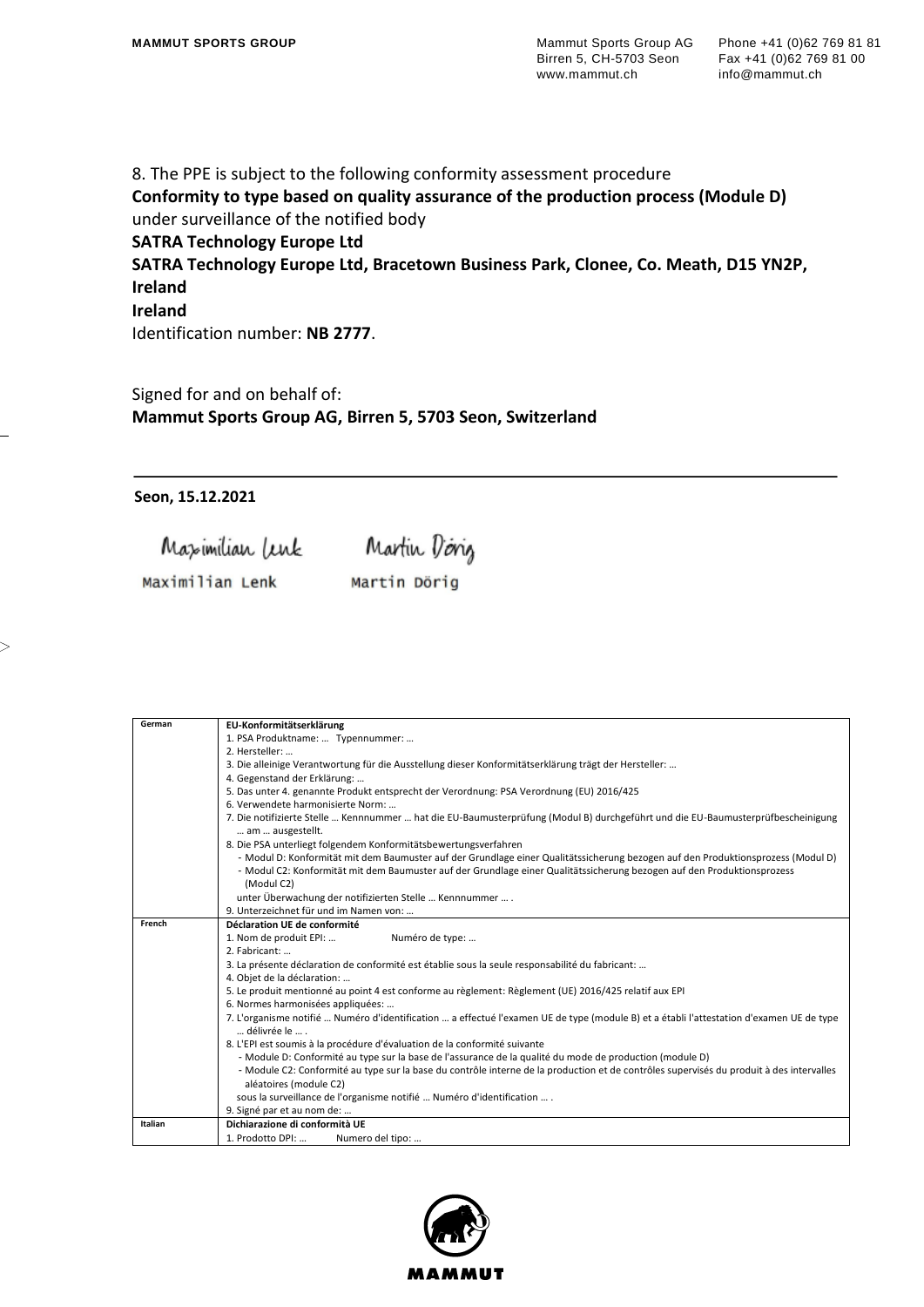8. The PPE is subject to the following conformity assessment procedure
**Conformity to type based on quality assurance of the production process (Module D)**
under surveillance of the notified body
**SATRA Technology Europe Ltd**
**SATRA Technology Europe Ltd, Bracetown Business Park, Clonee, Co. Meath, D15 YN2P, Ireland**
**Ireland**
Identification number: **NB 2777**.

Signed for and on behalf of:
**Mammut Sports Group AG, Birren 5, 5703 Seon, Switzerland**

**Seon, 15.12.2021**

Maximilian Lenk    Martin Dörig

| German | **EU-Konformitätserklärung**<br>1. PSA Produktname: … Typennummer: …<br>2. Hersteller: …<br>3. Die alleinige Verantwortung für die Ausstellung dieser Konformitätserklärung trägt der Hersteller: …<br>4. Gegenstand der Erklärung: …<br>5. Das unter 4. genannte Produkt entsprecht der Verordnung: PSA Verordnung (EU) 2016/425<br>6. Verwendete harmonisierte Norm: …<br>7. Die notifizierte Stelle … Kennnummer … hat die EU-Baumusterprüfung (Modul B) durchgeführt und die EU-Baumusterprüfbescheinigung … am … ausgestellt.<br>8. Die PSA unterliegt folgendem Konformitätsbewertungsverfahren<br>- Modul D: Konformität mit dem Baumuster auf der Grundlage einer Qualitätssicherung bezogen auf den Produktionsprozess (Modul D)<br>- Modul C2: Konformität mit dem Baumuster auf der Grundlage einer Qualitätssicherung bezogen auf den Produktionsprozess (Modul C2)<br>unter Überwachung der notifizierten Stelle … Kennnummer … .<br>9. Unterzeichnet für und im Namen von: … |
|---|---|
| French | **Déclaration UE de conformité**<br>1. Nom de produit EPI: … Numéro de type: …<br>2. Fabricant: …<br>3. La présente déclaration de conformité est établie sous la seule responsabilité du fabricant: …<br>4. Objet de la déclaration: …<br>5. Le produit mentionné au point 4 est conforme au règlement: Règlement (UE) 2016/425 relatif aux EPI<br>6. Normes harmonisées appliquées: …<br>7. L'organisme notifié … Numéro d'identification … a effectué l'examen UE de type (module B) et a établi l'attestation d'examen UE de type … délivrée le … .<br>8. L'EPI est soumis à la procédure d'évaluation de la conformité suivante<br>- Module D: Conformité au type sur la base de l'assurance de la qualité du mode de production (module D)<br>- Module C2: Conformité au type sur la base du contrôle interne de la production et de contrôles supervisés du produit à des intervalles aléatoires (module C2)<br>sous la surveillance de l'organisme notifié … Numéro d'identification … .<br>9. Signé par et au nom de: … |
| Italian | **Dichiarazione di conformità UE**<br>1. Prodotto DPI: … Numero del tipo: … |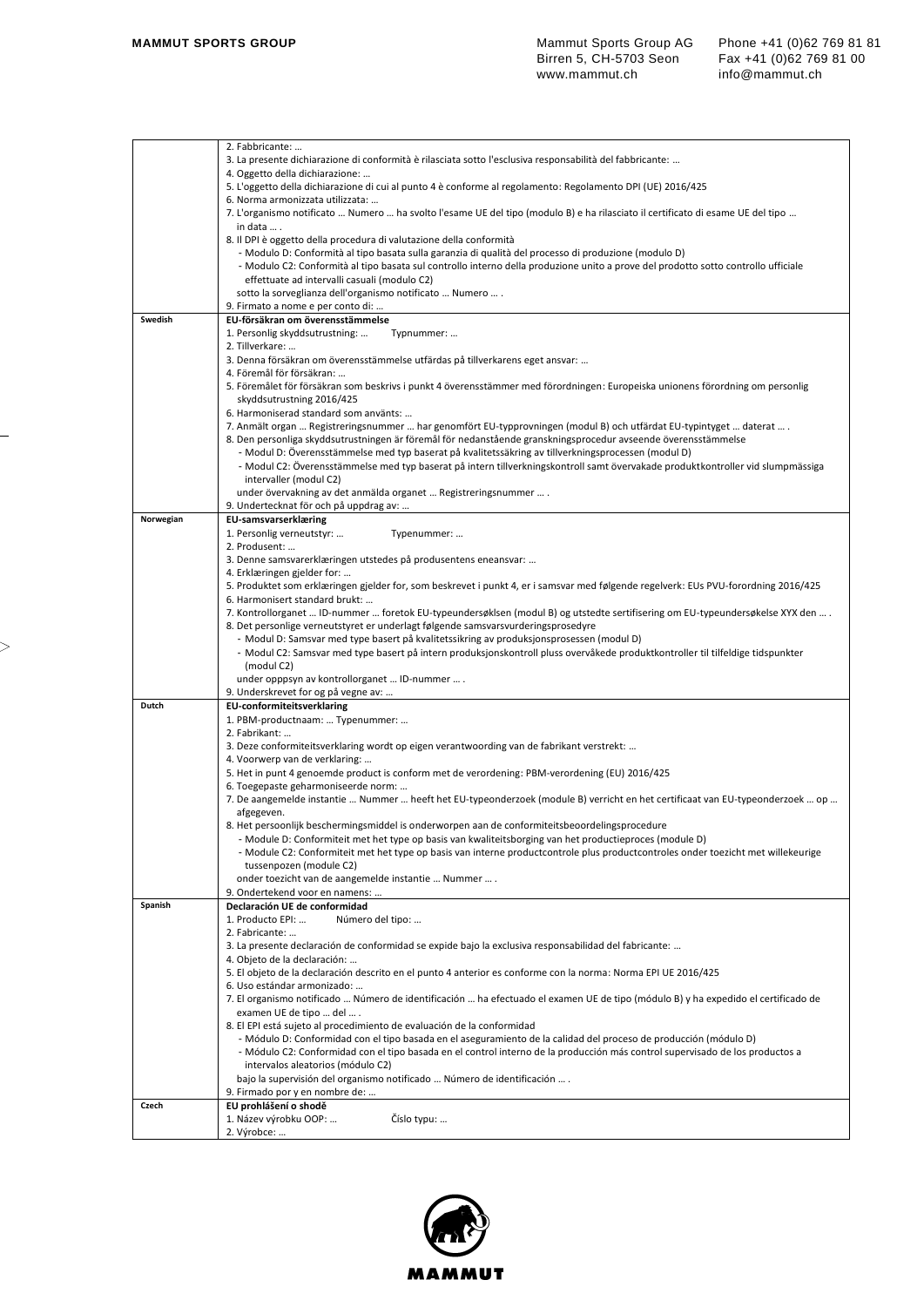| | |
|---|---|
| | 2. Fabbricante: …<br>3. La presente dichiarazione di conformità è rilasciata sotto l'esclusiva responsabilità del fabbricante: …<br>4. Oggetto della dichiarazione: …<br>5. L'oggetto della dichiarazione di cui al punto 4 è conforme al regolamento: Regolamento DPI (UE) 2016/425<br>6. Norma armonizzata utilizzata: …<br>7. L'organismo notificato … Numero … ha svolto l'esame UE del tipo (modulo B) e ha rilasciato il certificato di esame UE del tipo … in data … .<br>8. Il DPI è oggetto della procedura di valutazione della conformità<br>- Modulo D: Conformità al tipo basata sulla garanzia di qualità del processo di produzione (modulo D)<br>- Modulo C2: Conformità al tipo basata sul controllo interno della produzione unito a prove del prodotto sotto controllo ufficiale effettuate ad intervalli casuali (modulo C2)<br>sotto la sorveglianza dell'organismo notificato … Numero … .<br>9. Firmato a nome e per conto di: … |
| **Swedish** | **EU-försäkran om överensstämmelse**<br>1. Personlig skyddsutrustning: … Typnummer: …<br>2. Tillverkare: …<br>3. Denna försäkran om överensstämmelse utfärdas på tillverkarens eget ansvar: …<br>4. Föremål för försäkran: …<br>5. Föremålet för försäkran som beskrivs i punkt 4 överensstämmer med förordningen: Europeiska unionens förordning om personlig skyddsutrustning 2016/425<br>6. Harmoniserad standard som använts: …<br>7. Anmält organ … Registreringsnummer … har genomfört EU-typprovningen (modul B) och utfärdat EU-typintyget … daterat … .<br>8. Den personliga skyddsutrustningen är föremål för nedanstående granskningsprocedur avseende överensstämmelse<br>- Modul D: Överensstämmelse med typ baserat på kvalitetssäkring av tillverkningsprocessen (modul D)<br>- Modul C2: Överensstämmelse med typ baserat på intern tillverkningskontroll samt övervakade produktkontroller vid slumpmässiga intervaller (modul C2)<br>under övervakning av det anmälda organet … Registreringsnummer … .<br>9. Undertecknat för och på uppdrag av: … |
| **Norwegian** | **EU-samsvarserklæring**<br>1. Personlig verneutstyr: … Typenummer: …<br>2. Produsent: …<br>3. Denne samsvarerklæringen utstedes på produsentens eneansvar: …<br>4. Erklæringen gjelder for: …<br>5. Produktet som erklæringen gjelder for, som beskrevet i punkt 4, er i samsvar med følgende regelverk: EUs PVU-forordning 2016/425<br>6. Harmonisert standard brukt: …<br>7. Kontrollorganet … ID-nummer … foretok EU-typeundersøklsen (modul B) og utstedte sertifisering om EU-typeundersøkelse XYX den … .<br>8. Det personlige verneutstyret er underlagt følgende samsvarsvurderingsprosedyre<br>- Modul D: Samsvar med type basert på kvalitetssikring av produksjonsprosessen (modul D)<br>- Modul C2: Samsvar med type basert på intern produksjonskontroll pluss overvåkede produktkontroller til tilfeldige tidspunkter (modul C2)<br>under opppsyn av kontrollorganet … ID-nummer … .<br>9. Underskrevet for og på vegne av: … |
| **Dutch** | **EU-conformiteitsverklaring**<br>1. PBM-productnaam: … Typenummer: …<br>2. Fabrikant: …<br>3. Deze conformiteitsverklaring wordt op eigen verantwoording van de fabrikant verstrekt: …<br>4. Voorwerp van de verklaring: …<br>5. Het in punt 4 genoemde product is conform met de verordening: PBM-verordening (EU) 2016/425<br>6. Toegepaste geharmoniseerde norm: …<br>7. De aangemelde instantie … Nummer … heeft het EU-typeonderzoek (module B) verricht en het certificaat van EU-typeonderzoek … op … afgegeven.<br>8. Het persoonlijk beschermingsmiddel is onderworpen aan de conformiteitsbeoordelingsprocedure<br>- Module D: Conformiteit met het type op basis van kwaliteitsborging van het productieproces (module D)<br>- Module C2: Conformiteit met het type op basis van interne productcontrole plus productcontroles onder toezicht met willekeurige tussenpozen (module C2)<br>onder toezicht van de aangemelde instantie … Nummer … .<br>9. Ondertekend voor en namens: … |
| **Spanish** | **Declaración UE de conformidad**<br>1. Producto EPI: … Número del tipo: …<br>2. Fabricante: …<br>3. La presente declaración de conformidad se expide bajo la exclusiva responsabilidad del fabricante: …<br>4. Objeto de la declaración: …<br>5. El objeto de la declaración descrito en el punto 4 anterior es conforme con la norma: Norma EPI UE 2016/425<br>6. Uso estándar armonizado: …<br>7. El organismo notificado … Número de identificación … ha efectuado el examen UE de tipo (módulo B) y ha expedido el certificado de examen UE de tipo … del … .<br>8. El EPI está sujeto al procedimiento de evaluación de la conformidad<br>- Módulo D: Conformidad con el tipo basada en el aseguramiento de la calidad del proceso de producción (módulo D)<br>- Módulo C2: Conformidad con el tipo basada en el control interno de la producción más control supervisado de los productos a intervalos aleatorios (módulo C2)<br>bajo la supervisión del organismo notificado … Número de identificación … .<br>9. Firmado por y en nombre de: … |
| **Czech** | **EU prohlášení o shodě**<br>1. Název výrobku OOP: … Číslo typu: …<br>2. Výrobce: … |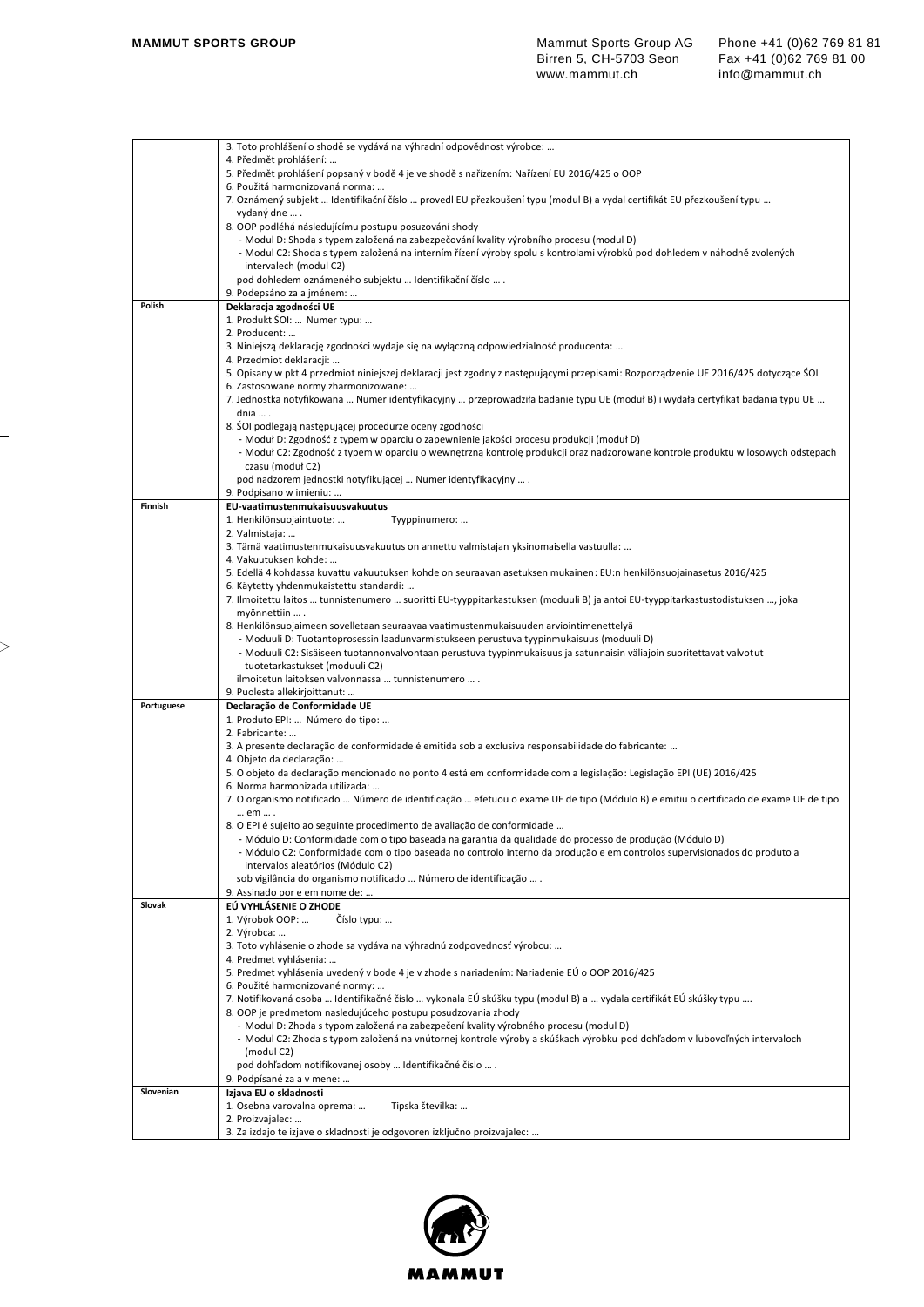| | |
|---|---|
| | 3. Toto prohlášení o shodě se vydává na výhradní odpovědnost výrobce: …<br>4. Předmět prohlášení: …<br>5. Předmět prohlášení popsaný v bodě 4 je ve shodě s nařízením: Nařízení EU 2016/425 o OOP<br>6. Použitá harmonizovaná norma: …<br>7. Oznámený subjekt … Identifikační číslo … provedl EU přezkoušení typu (modul B) a vydal certifikát EU přezkoušení typu … vydaný dne … .<br>8. OOP podléhá následujícímu postupu posuzování shody<br>- Modul D: Shoda s typem založená na zabezpečování kvality výrobního procesu (modul D)<br>- Modul C2: Shoda s typem založená na interním řízení výroby spolu s kontrolami výrobků pod dohledem v náhodně zvolených intervalech (modul C2)<br>pod dohledem oznámeného subjektu … Identifikační číslo … .<br>9. Podepsáno za a jménem: … |
| **Polish** | **Deklaracja zgodności UE**<br>1. Produkt ŚOI: … Numer typu: …<br>2. Producent: …<br>3. Niniejszą deklarację zgodności wydaje się na wyłączną odpowiedzialność producenta: …<br>4. Przedmiot deklaracji: …<br>5. Opisany w pkt 4 przedmiot niniejszej deklaracji jest zgodny z następującymi przepisami: Rozporządzenie UE 2016/425 dotyczące ŚOI<br>6. Zastosowane normy zharmonizowane: …<br>7. Jednostka notyfikowana … Numer identyfikacyjny … przeprowadziła badanie typu UE (moduł B) i wydała certyfikat badania typu UE … dnia … .<br>8. ŚOI podlegają następującej procedurze oceny zgodności<br>- Moduł D: Zgodność z typem w oparciu o zapewnienie jakości procesu produkcji (moduł D)<br>- Moduł C2: Zgodność z typem w oparciu o wewnętrzną kontrolę produkcji oraz nadzorowane kontrole produktu w losowych odstępach czasu (moduł C2)<br>pod nadzorem jednostki notyfikującej … Numer identyfikacyjny … .<br>9. Podpisano w imieniu: … |
| **Finnish** | **EU-vaatimustenmukaisuusvakuutus**<br>1. Henkilönsuojaintuote: … Tyyppinumero: …<br>2. Valmistaja: …<br>3. Tämä vaatimustenmukaisuusvakuutus on annettu valmistajan yksinomaisella vastuulla: …<br>4. Vakuutuksen kohde: …<br>5. Edellä 4 kohdassa kuvattu vakuutuksen kohde on seuraavan asetuksen mukainen: EU:n henkilönsuojainasetus 2016/425<br>6. Käytetty yhdenmukaistettu standardi: …<br>7. Ilmoitettu laitos … tunnistenumero … suoritti EU-tyyppitarkastuksen (moduuli B) ja antoi EU-tyyppitarkastustodistuksen …, joka myönnettiin … .<br>8. Henkilönsuojaimeen sovelletaan seuraavaa vaatimustenmukaisuuden arviointimenettelyä<br>- Moduuli D: Tuotantoprosessin laadunvarmistukseen perustuva tyypinmukaisuus (moduuli D)<br>- Moduuli C2: Sisäiseen tuotannonvalvontaan perustuva tyypinmukaisuus ja satunnaisin väliajoin suoritettavat valvotut tuotetarkastukset (moduuli C2)<br>ilmoitetun laitoksen valvonnassa … tunnistenumero … .<br>9. Puolesta allekirjoittanut: … |
| **Portuguese** | **Declaração de Conformidade UE**<br>1. Produto EPI: … Número do tipo: …<br>2. Fabricante: …<br>3. A presente declaração de conformidade é emitida sob a exclusiva responsabilidade do fabricante: …<br>4. Objeto da declaração: …<br>5. O objeto da declaração mencionado no ponto 4 está em conformidade com a legislação: Legislação EPI (UE) 2016/425<br>6. Norma harmonizada utilizada: …<br>7. O organismo notificado … Número de identificação … efetuou o exame UE de tipo (Módulo B) e emitiu o certificado de exame UE de tipo … em … .<br>8. O EPI é sujeito ao seguinte procedimento de avaliação de conformidade …<br>- Módulo D: Conformidade com o tipo baseada na garantia da qualidade do processo de produção (Módulo D)<br>- Módulo C2: Conformidade com o tipo baseada no controlo interno da produção e em controlos supervisionados do produto a intervalos aleatórios (Módulo C2)<br>sob vigilância do organismo notificado … Número de identificação … .<br>9. Assinado por e em nome de: … |
| **Slovak** | **EÚ VYHLÁSENIE O ZHODE**<br>1. Výrobok OOP: … Číslo typu: …<br>2. Výrobca: …<br>3. Toto vyhlásenie o zhode sa vydáva na výhradnú zodpovednosť výrobcu: …<br>4. Predmet vyhlásenia: …<br>5. Predmet vyhlásenia uvedený v bode 4 je v zhode s nariadením: Nariadenie EÚ o OOP 2016/425<br>6. Použité harmonizované normy: …<br>7. Notifikovaná osoba … Identifikačné číslo … vykonala EÚ skúšku typu (modul B) a … vydala certifikát EÚ skúšky typu ….<br>8. OOP je predmetom nasledujúceho postupu posudzovania zhody<br>- Modul D: Zhoda s typom založená na zabezpečení kvality výrobného procesu (modul D)<br>- Modul C2: Zhoda s typom založená na vnútornej kontrole výroby a skúškach výrobku pod dohľadom v ľubovoľných intervaloch (modul C2)<br>pod dohľadom notifikovanej osoby … Identifikačné číslo … .<br>9. Podpísané za a v mene: … |
| **Slovenian** | **Izjava EU o skladnosti**<br>1. Osebna varovalna oprema: … Tipska številka: …<br>2. Proizvajalec: …<br>3. Za izdajo te izjave o skladnosti je odgovoren izključno proizvajalec: … |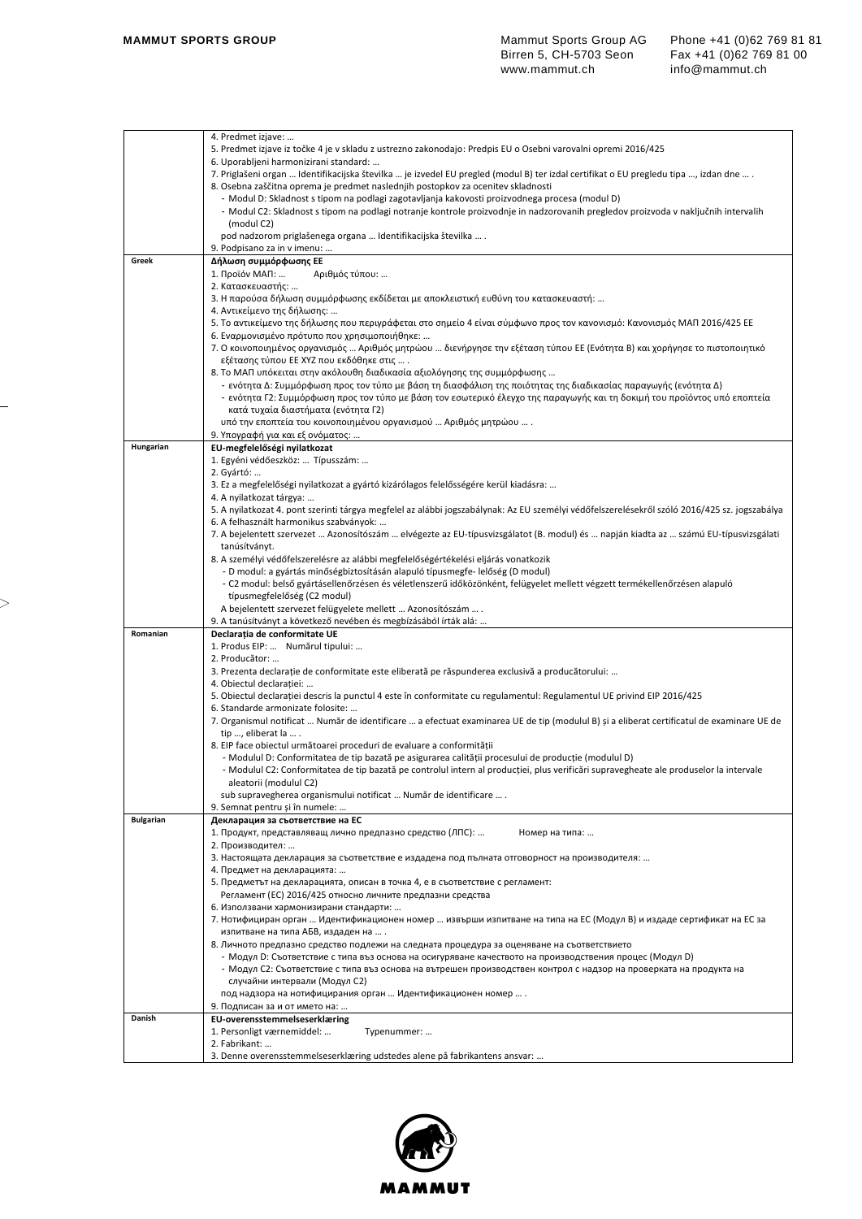| | |
|---|---|
| | 4. Predmet izjave: … <br> 5. Predmet izjave iz točke 4 je v skladu z ustrezno zakonodajo: Predpis EU o Osebni varovalni opremi 2016/425 <br> 6. Uporabljeni harmonizirani standard: … <br> 7. Priglašeni organ … Identifikacijska številka … je izvedel EU pregled (modul B) ter izdal certifikat o EU pregledu tipa …, izdan dne … . <br> 8. Osebna zaščitna oprema je predmet naslednjih postopkov za ocenitev skladnosti <br> - Modul D: Skladnost s tipom na podlagi zagotavljanja kakovosti proizvodnega procesa (modul D) <br> - Modul C2: Skladnost s tipom na podlagi notranje kontrole proizvodnje in nadzorovanih pregledov proizvoda v naključnih intervalih (modul C2) <br> pod nadzorom priglašenega organa … Identifikacijska številka … . <br> 9. Podpisano za in v imenu: … |
| **Greek** | **Δήλωση συμμόρφωσης ΕΕ** <br> 1. Προϊόν ΜΑΠ: … Αριθμός τύπου: … <br> 2. Κατασκευαστής: … <br> 3. Η παρούσα δήλωση συμμόρφωσης εκδίδεται με αποκλειστική ευθύνη του κατασκευαστή: … <br> 4. Αντικείμενο της δήλωσης: … <br> 5. Το αντικείμενο της δήλωσης που περιγράφεται στο σημείο 4 είναι σύμφωνο προς τον κανονισμό: Κανονισμός ΜΑΠ 2016/425 ΕΕ <br> 6. Εναρμονισμένο πρότυπο που χρησιμοποιήθηκε: … <br> 7. Ο κοινοποιημένος οργανισμός … Αριθμός μητρώου … διενήργησε την εξέταση τύπου ΕΕ (Ενότητα Β) και χορήγησε το πιστοποιητικό εξέτασης τύπου ΕΕ XYZ που εκδόθηκε στις … . <br> 8. Το ΜΑΠ υπόκειται στην ακόλουθη διαδικασία αξιολόγησης της συμμόρφωσης … <br> - ενότητα Δ: Συμμόρφωση προς τον τύπο με βάση τη διασφάλιση της ποιότητας της διαδικασίας παραγωγής (ενότητα Δ) <br> - ενότητα Γ2: Συμμόρφωση προς τον τύπο με βάση τον εσωτερικό έλεγχο της παραγωγής και τη δοκιμή του προϊόντος υπό εποπτεία κατά τυχαία διαστήματα (ενότητα Γ2) <br> υπό την εποπτεία του κοινοποιημένου οργανισμού … Αριθμός μητρώου … . <br> 9. Υπογραφή για και εξ ονόματος: … |
| **Hungarian** | **EU-megfelelőségi nyilatkozat** <br> 1. Egyéni védőeszköz: … Típusszám: … <br> 2. Gyártó: … <br> 3. Ez a megfelelőségi nyilatkozat a gyártó kizárólagos felelősségére kerül kiadásra: … <br> 4. A nyilatkozat tárgya: … <br> 5. A nyilatkozat 4. pont szerinti tárgya megfelel az alábbi jogszabálynak: Az EU személyi védőfelszerelésekről szóló 2016/425 sz. jogszabálya <br> 6. A felhasznált harmonikus szabványok: … <br> 7. A bejelentett szervezet … Azonosítószám … elvégezte az EU-típusvizsgálatot (B. modul) és … napján kiadta az … számú EU-típusvizsgálati tanúsítványt. <br> 8. A személyi védőfelszerelésre az alábbi megfelelőségértékelési eljárás vonatkozik <br> - D modul: a gyártás minőségbiztosításán alapuló típusmegfe- lelőség (D modul) <br> - C2 modul: belső gyártásellenőrzésen és véletlenszerű időközönként, felügyelet mellett végzett termékellenőrzésen alapuló típusmegfelelőség (C2 modul) <br> A bejelentett szervezet felügyelete mellett … Azonosítószám … . <br> 9. A tanúsítványt a következő nevében és megbízásából írták alá: … |
| **Romanian** | **Declarația de conformitate UE** <br> 1. Produs EIP: … Numărul tipului: … <br> 2. Producător: … <br> 3. Prezenta declarație de conformitate este eliberată pe răspunderea exclusivă a producătorului: … <br> 4. Obiectul declarației: … <br> 5. Obiectul declarației descris la punctul 4 este în conformitate cu regulamentul: Regulamentul UE privind EIP 2016/425 <br> 6. Standarde armonizate folosite: … <br> 7. Organismul notificat … Număr de identificare … a efectuat examinarea UE de tip (modulul B) și a eliberat certificatul de examinare UE de tip …, eliberat la … . <br> 8. EIP face obiectul următoarei proceduri de evaluare a conformității <br> - Modulul D: Conformitatea de tip bazată pe asigurarea calității procesului de producție (modulul D) <br> - Modulul C2: Conformitatea de tip bazată pe controlul intern al producției, plus verificări supravegheate ale produselor la intervale aleatorii (modulul C2) <br> sub supravegherea organismului notificat … Număr de identificare … . <br> 9. Semnat pentru și în numele: … |
| **Bulgarian** | **Декларация за съответствие на ЕС** <br> 1. Продукт, представляващ лично предпазно средство (ЛПС): … Номер на типа: … <br> 2. Производител: … <br> 3. Настоящата декларация за съответствие е издадена под пълната отговорност на производителя: … <br> 4. Предмет на декларацията: … <br> 5. Предметът на декларацията, описан в точка 4, е в съответствие с регламент: <br> Регламент (ЕС) 2016/425 относно личните предпазни средства <br> 6. Използвани хармонизирани стандарти: … <br> 7. Нотифициран орган … Идентификационен номер … извърши изпитване на типа на ЕС (Модул B) и издаде сертификат на ЕС за изпитване на типа АБВ, издаден на … . <br> 8. Личното предпазно средство подлежи на следната процедура за оценяване на съответствието <br> - Модул D: Съответствие с типа въз основа на осигуряване качеството на производствения процес (Модул D) <br> - Модул C2: Съответствие с типа въз основа на вътрешен производствен контрол с надзор на проверката на продукта на случайни интервали (Модул C2) <br> под надзора на нотифицирания орган … Идентификационен номер … . <br> 9. Подписан за и от името на: … |
| **Danish** | **EU-overensstemmelseserklæring** <br> 1. Personligt værnemiddel: … Typenummer: … <br> 2. Fabrikant: … <br> 3. Denne overensstemmelseserklæring udstedes alene på fabrikantens ansvar: … |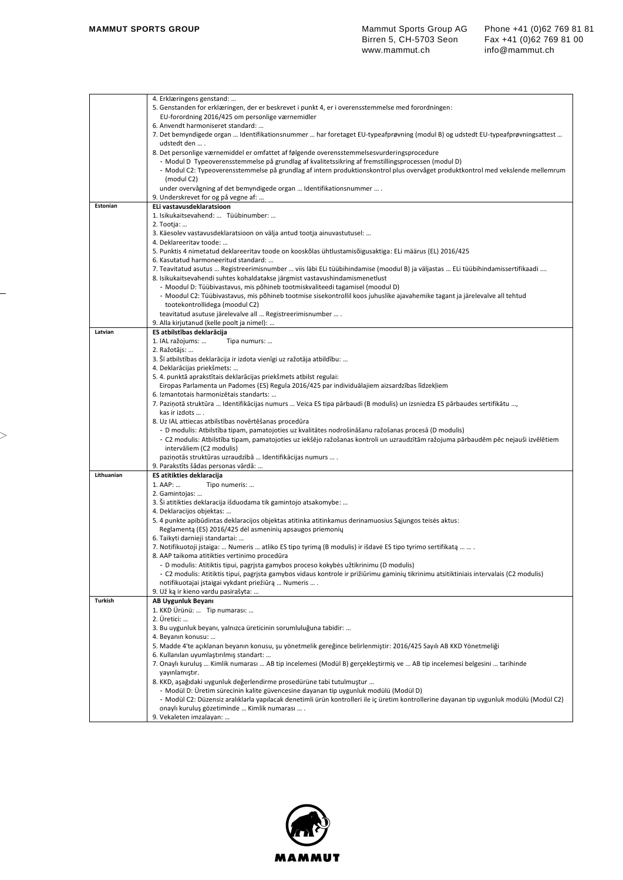| | |
|---|---|
| | 4. Erklæringens genstand: …<br>5. Genstanden for erklæringen, der er beskrevet i punkt 4, er i overensstemmelse med forordningen:<br>EU-forordning 2016/425 om personlige værnemidler<br>6. Anvendt harmoniseret standard: …<br>7. Det bemyndigede organ … Identifikationsnummer … har foretaget EU-typeafprøvning (modul B) og udstedt EU-typeafprøvningsattest … udstedt den … .<br>8. Det personlige værnemiddel er omfattet af følgende overensstemmelsesvurderingsprocedure<br>- Modul D Typeoverensstemmelse på grundlag af kvalitetssikring af fremstillingsprocessen (modul D)<br>- Modul C2: Typeoverensstemmelse på grundlag af intern produktionskontrol plus overvåget produktkontrol med vekslende mellemrum (modul C2)<br>under overvågning af det bemyndigede organ … Identifikationsnummer … .<br>9. Underskrevet for og på vegne af: … |
| **Estonian** | **ELi vastavusdeklaratsioon**<br>1. Isikukaitsevahend: … Tüübinumber: …<br>2. Tootja: …<br>3. Käesolev vastavusdeklaratsioon on välja antud tootja ainuvastutusel: …<br>4. Deklareeritav toode: …<br>5. Punktis 4 nimetatud deklareeritav toode on kooskõlas ühtlustamisõigusaktiga: ELi määrus (EL) 2016/425<br>6. Kasutatud harmoneeritud standard: …<br>7. Teavitatud asutus … Registreerimisnumber … viis läbi ELi tüübihindamise (moodul B) ja väljastas … ELi tüübihindamissertifikaadi ….<br>8. Isikukaitsevahendi suhtes kohaldatakse järgmist vastavushindamismenetlust<br>- Moodul D: Tüübivastavus, mis põhineb tootmiskvaliteedi tagamisel (moodul D)<br>- Moodul C2: Tüübivastavus, mis põhineb tootmise sisekontrollil koos juhuslike ajavahemike tagant ja järelevalve all tehtud tootekontrollidega (moodul C2)<br>teavitatud asutuse järelevalve all … Registreerimisnumber … .<br>9. Alla kirjutanud (kelle poolt ja nimel): … |
| **Latvian** | **ES atbilstības deklarācija**<br>1. IAL ražojums: … Tipa numurs: …<br>2. Ražotājs: …<br>3. Šī atbilstības deklarācija ir izdota vienīgi uz ražotāja atbildību: …<br>4. Deklarācijas priekšmets: …<br>5. 4. punktā aprakstītais deklarācijas priekšmets atbilst regulai:<br>Eiropas Parlamenta un Padomes (ES) Regula 2016/425 par individuālajiem aizsardzības līdzekļiem<br>6. Izmantotais harmonizētais standarts: …<br>7. Paziņotā struktūra … Identifikācijas numurs … Veica ES tipa pārbaudi (B modulis) un izsniedza ES pārbaudes sertifikātu …,<br>kas ir izdots … .<br>8. Uz IAL attiecas atbilstības novērtēšanas procedūra<br>- D modulis: Atbilstība tipam, pamatojoties uz kvalitātes nodrošināšanu ražošanas procesā (D modulis)<br>- C2 modulis: Atbilstība tipam, pamatojoties uz iekšējo ražošanas kontroli un uzraudzītām ražojuma pārbaudēm pēc nejauši izvēlētiem intervāliem (C2 modulis)<br>paziņotās struktūras uzraudzībā … Identifikācijas numurs … .<br>9. Parakstīts šādas personas vārdā: … |
| **Lithuanian** | **ES atitikties deklaracija**<br>1. AAP: … Tipo numeris: …<br>2. Gamintojas: …<br>3. Ši atitikties deklaracija išduodama tik gamintojo atsakomybe: …<br>4. Deklaracijos objektas: …<br>5. 4 punkte apibūdintas deklaracijos objektas atitinka atitinkamus derinamuosius Sąjungos teisės aktus:<br>Reglamentą (ES) 2016/425 dėl asmeninių apsaugos priemonių<br>6. Taikyti darnieji standartai: …<br>7. Notifikuotoji įstaiga: … Numeris … atliko ES tipo tyrimą (B modulis) ir išdavė ES tipo tyrimo sertifikatą … … .<br>8. AAP taikoma atitikties vertinimo procedūra<br>- D modulis: Atitiktis tipui, pagrįsta gamybos proceso kokybės užtikrinimu (D modulis)<br>- C2 modulis: Atitiktis tipui, pagrįsta gamybos vidaus kontrole ir prižiūrimu gaminių tikrinimu atsitiktiniais intervalais (C2 modulis)<br>notifikuotajai įstaigai vykdant priežiūrą … Numeris … .<br>9. Už ką ir kieno vardu pasirašyta: … |
| **Turkish** | **AB Uygunluk Beyanı**<br>1. KKD Ürünü: … Tip numarası: …<br>2. Üretici: …<br>3. Bu uygunluk beyanı, yalnızca üreticinin sorumluluğuna tabidir: …<br>4. Beyanın konusu: …<br>5. Madde 4'te açıklanan beyanın konusu, şu yönetmelik gereğince belirlenmiştir: 2016/425 Sayılı AB KKD Yönetmeliği<br>6. Kullanılan uyumlaştırılmış standart: …<br>7. Onaylı kuruluş … Kimlik numarası … AB tip incelemesi (Modül B) gerçekleştirmiş ve … AB tip incelemesi belgesini … tarihinde yayınlamıştır.<br>8. KKD, aşağıdaki uygunluk değerlendirme prosedürüne tabi tutulmuştur …<br>- Modül D: Üretim sürecinin kalite güvencesine dayanan tip uygunluk modülü (Modül D)<br>- Modül C2: Düzensiz aralıklarla yapılacak denetimli ürün kontrolleri ile iç üretim kontrollerine dayanan tip uygunluk modülü (Modül C2)<br>onaylı kuruluş gözetiminde … Kimlik numarası … .<br>9. Vekaleten imzalayan: … |

MAMMUT